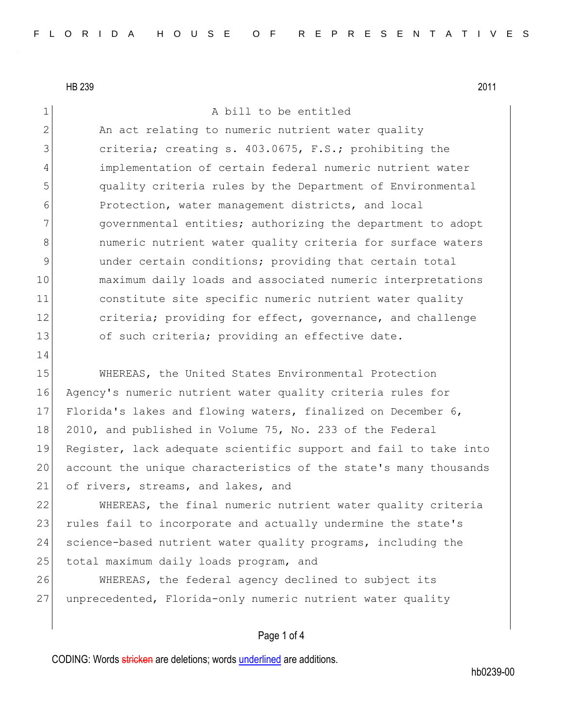HB 239 2011

A bill to be entitled

An act relating to numeric nutrient water quality criteria; creating s. 403.0675, F.S.; prohibiting the implementation of certain federal numeric nutrient water quality criteria rules by the Department of Environmental Protection, water management districts, and local governmental entities; authorizing the department to adopt numeric nutrient water quality criteria for surface waters under certain conditions; providing that certain total maximum daily loads and associated numeric interpretations constitute site specific numeric nutrient water quality criteria; providing for effect, governance, and challenge of such criteria; providing an effective date.

WHEREAS, the United States Environmental Protection Agency's numeric nutrient water quality criteria rules for Florida's lakes and flowing waters, finalized on December 6, 2010, and published in Volume 75, No. 233 of the Federal Register, lack adequate scientific support and fail to take into account the unique characteristics of the state's many thousands of rivers, streams, and lakes, and

WHEREAS, the final numeric nutrient water quality criteria rules fail to incorporate and actually undermine the state's science-based nutrient water quality programs, including the total maximum daily loads program, and

WHEREAS, the federal agency declined to subject its unprecedented, Florida-only numeric nutrient water quality

CODING: Words stricken are deletions; words underlined are additions.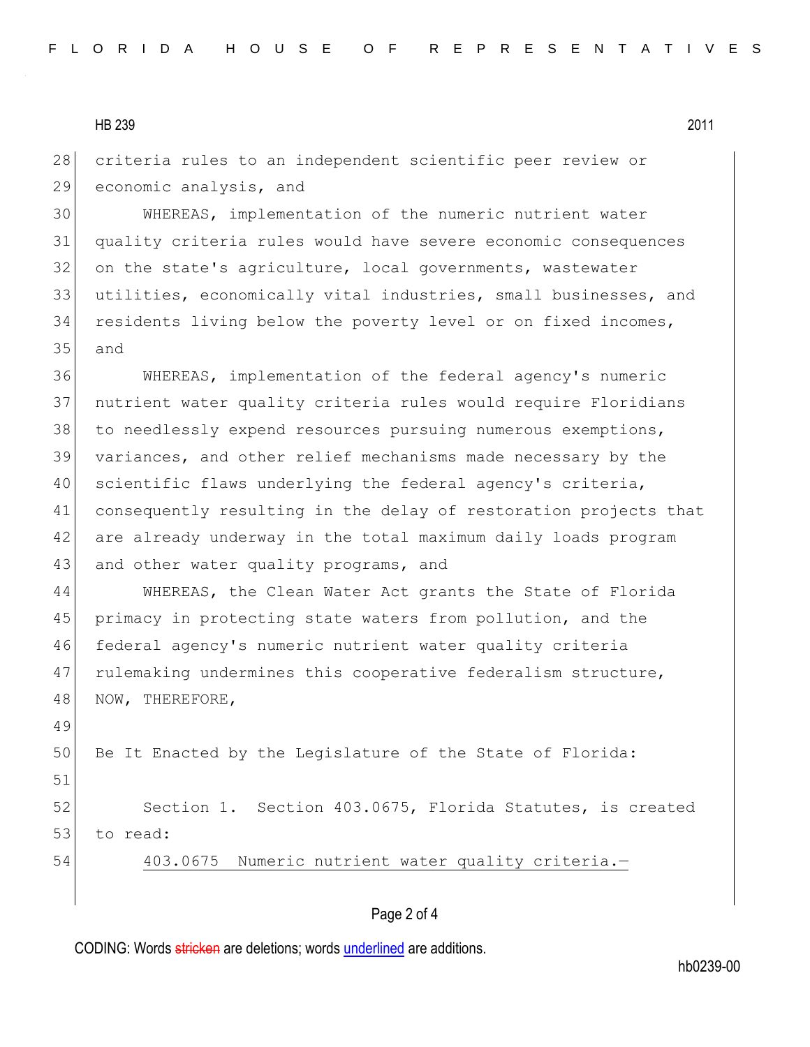criteria rules to an independent scientific peer review or economic analysis, and

WHEREAS, implementation of the numeric nutrient water quality criteria rules would have severe economic consequences on the state's agriculture, local governments, wastewater utilities, economically vital industries, small businesses, and residents living below the poverty level or on fixed incomes, and

WHEREAS, implementation of the federal agency's numeric nutrient water quality criteria rules would require Floridians to needlessly expend resources pursuing numerous exemptions, variances, and other relief mechanisms made necessary by the scientific flaws underlying the federal agency's criteria, consequently resulting in the delay of restoration projects that are already underway in the total maximum daily loads program and other water quality programs, and

WHEREAS, the Clean Water Act grants the State of Florida primacy in protecting state waters from pollution, and the federal agency's numeric nutrient water quality criteria rulemaking undermines this cooperative federalism structure, NOW, THEREFORE,

Be It Enacted by the Legislature of the State of Florida:

Section 1. Section 403.0675, Florida Statutes, is created to read:

403.0675 Numeric nutrient water quality criteria.—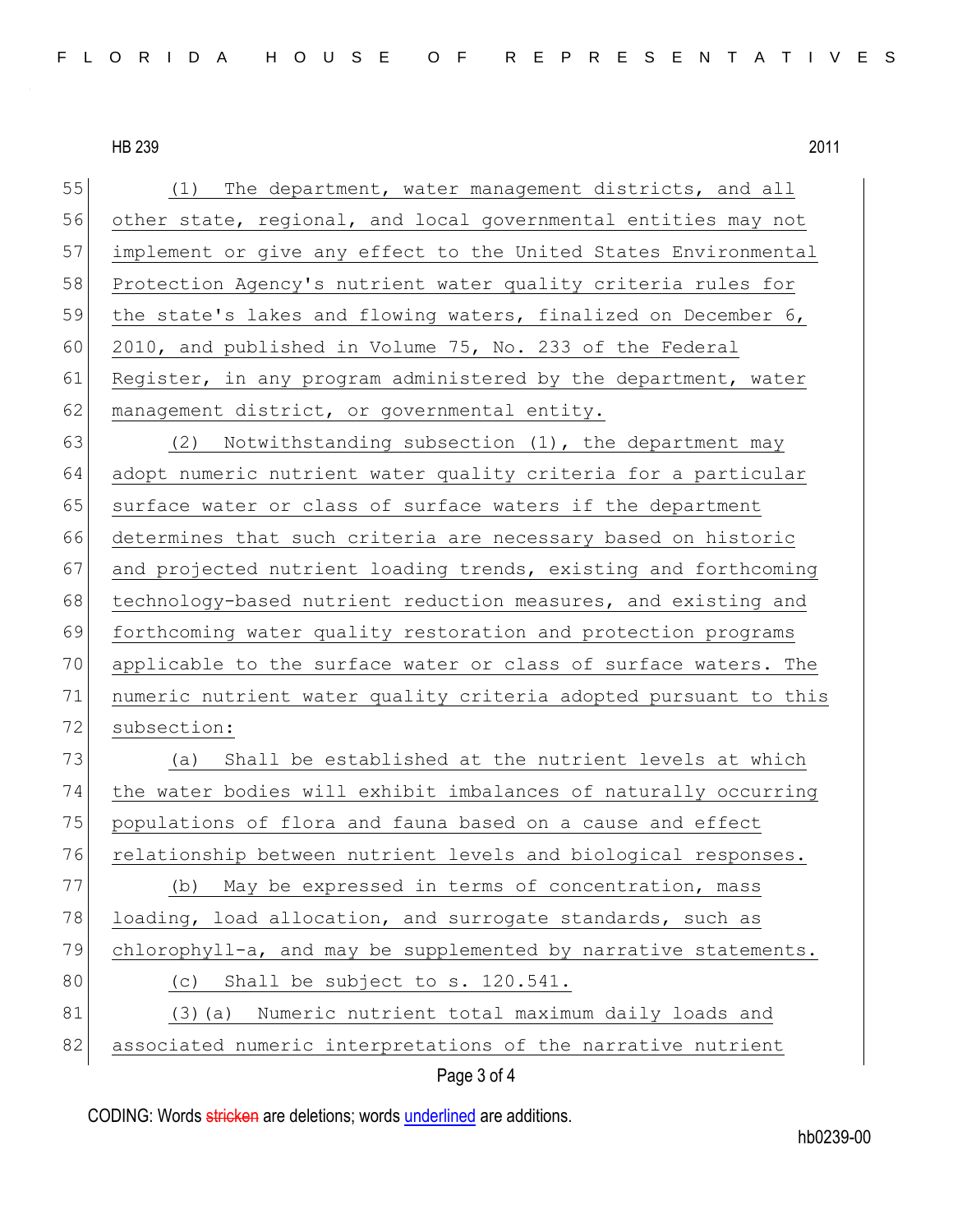(1) The department, water management districts, and all other state, regional, and local governmental entities may not implement or give any effect to the United States Environmental Protection Agency's nutrient water quality criteria rules for the state's lakes and flowing waters, finalized on December 6, 2010, and published in Volume 75, No. 233 of the Federal Register, in any program administered by the department, water management district, or governmental entity.

(2) Notwithstanding subsection (1), the department may adopt numeric nutrient water quality criteria for a particular surface water or class of surface waters if the department determines that such criteria are necessary based on historic and projected nutrient loading trends, existing and forthcoming technology-based nutrient reduction measures, and existing and forthcoming water quality restoration and protection programs applicable to the surface water or class of surface waters. The numeric nutrient water quality criteria adopted pursuant to this subsection:

(a) Shall be established at the nutrient levels at which the water bodies will exhibit imbalances of naturally occurring populations of flora and fauna based on a cause and effect relationship between nutrient levels and biological responses.

(b) May be expressed in terms of concentration, mass loading, load allocation, and surrogate standards, such as chlorophyll-a, and may be supplemented by narrative statements.

(c) Shall be subject to s. 120.541.

(3)(a) Numeric nutrient total maximum daily loads and associated numeric interpretations of the narrative nutrient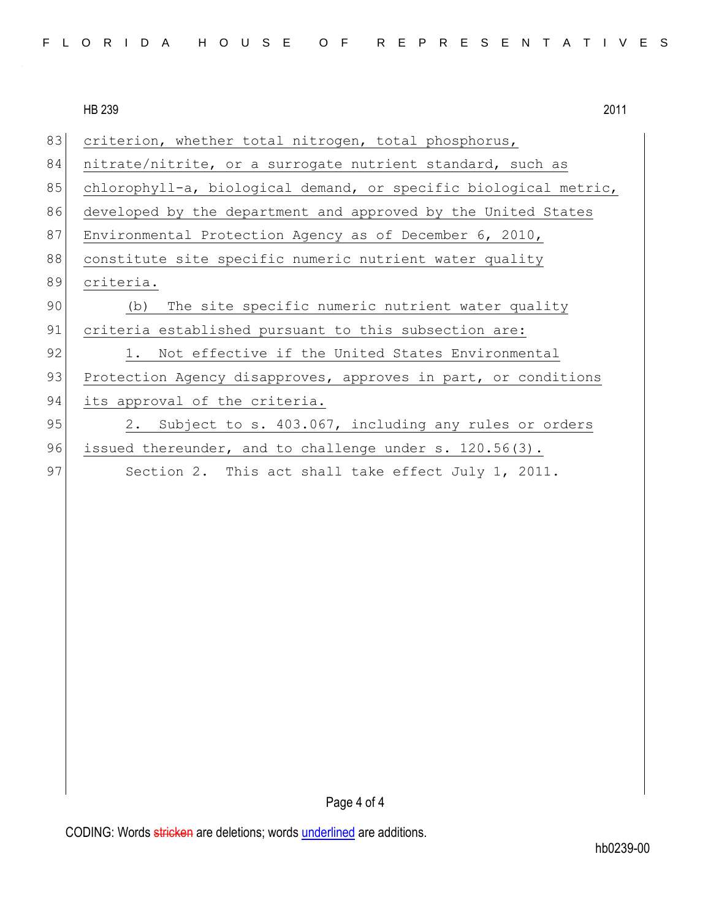criterion, whether total nitrogen, total phosphorus, nitrate/nitrite, or a surrogate nutrient standard, such as chlorophyll-a, biological demand, or specific biological metric, developed by the department and approved by the United States Environmental Protection Agency as of December 6, 2010, constitute site specific numeric nutrient water quality criteria.

(b) The site specific numeric nutrient water quality criteria established pursuant to this subsection are:

1. Not effective if the United States Environmental Protection Agency disapproves, approves in part, or conditions its approval of the criteria.

2. Subject to s. 403.067, including any rules or orders issued thereunder, and to challenge under s. 120.56(3).

Section 2. This act shall take effect July 1, 2011.

CODING: Words stricken are deletions; words underlined are additions.